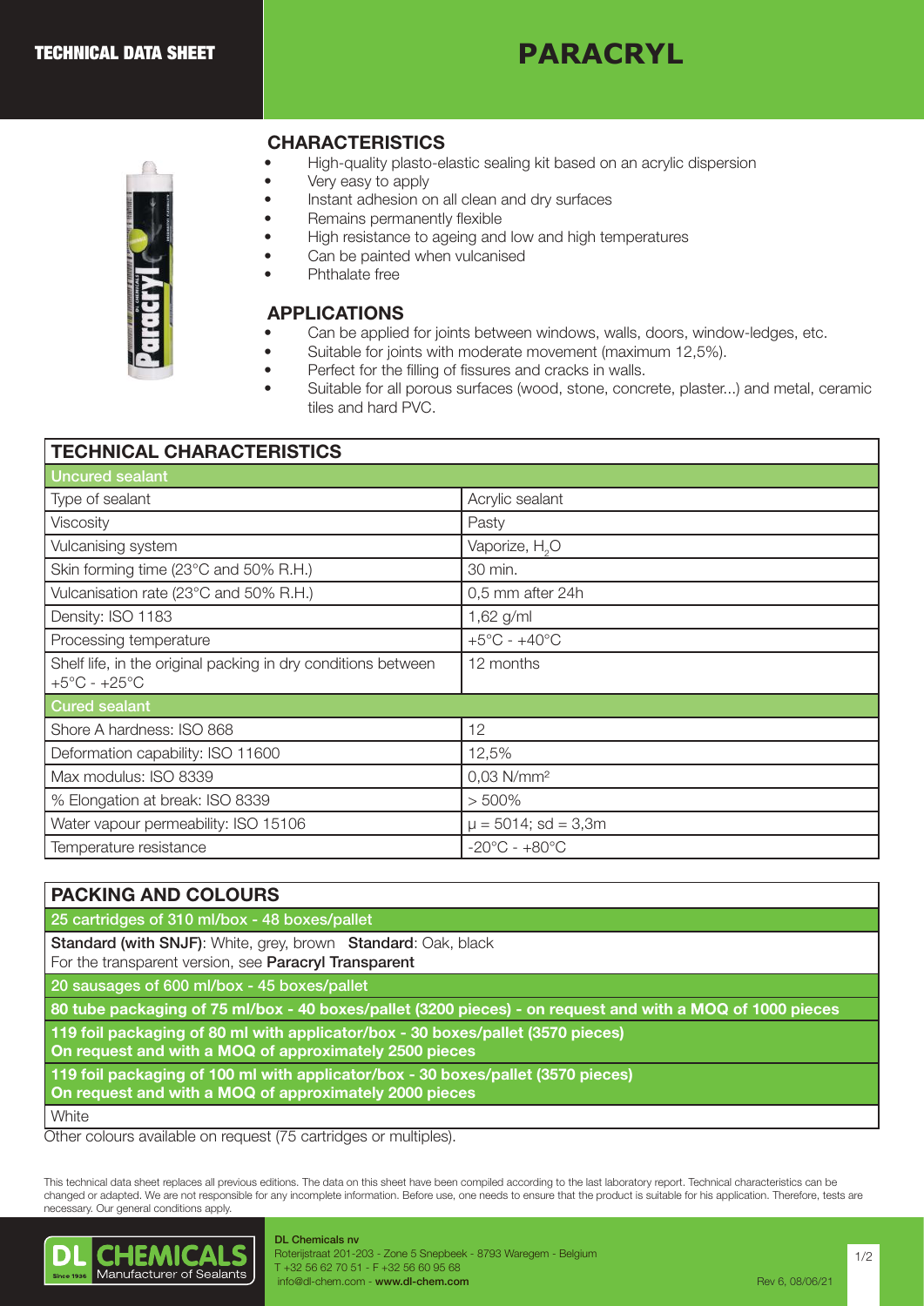TECHNICAL DATA SHEET

# PARACRYL

## CHARACTERISTICS

- High-quality plasto-elastic sealing kit based on an acrylic dispersion
- Very easy to apply
- Instant adhesion on all clean and dry surfaces
- Remains permanently flexible
- High resistance to ageing and low and high temperatures
- Can be painted when vulcanised
- Phthalate free

## APPLICATIONS

- Can be applied for joints between windows, walls, doors, window-ledges, etc.
- Suitable for joints with moderate movement (maximum 12,5%).
- Perfect for the filling of fissures and cracks in walls.
- Suitable for all porous surfaces (wood, stone, concrete, plaster...) and metal, ceramic tiles and hard PVC.

| TECHNICAL CHARACTERISTICS | |
|---|---|
| **Uncured sealant** | |
| Type of sealant | Acrylic sealant |
| Viscosity | Pasty |
| Vulcanising system | Vaporize, $H_2O$ |
| Skin forming time (23°C and 50% R.H.) | 30 min. |
| Vulcanisation rate (23°C and 50% R.H.) | 0,5 mm after 24h |
| Density: ISO 1183 | 1,62 g/ml |
| Processing temperature | +5°C - +40°C |
| Shelf life, in the original packing in dry conditions between +5°C - +25°C | 12 months |
| **Cured sealant** | |
| Shore A hardness: ISO 868 | 12 |
| Deformation capability: ISO 11600 | 12,5% |
| Max modulus: ISO 8339 | 0,03 N/mm² |
| % Elongation at break: ISO 8339 | > 500% |
| Water vapour permeability: ISO 15106 | $\mu$ = 5014; sd = 3,3m |
| Temperature resistance | -20°C - +80°C |

## PACKING AND COLOURS

**25 cartridges of 310 ml/box - 48 boxes/pallet**

**Standard (with SNJF)**: White, grey, brown **Standard**: Oak, black
For the transparent version, see **Paracryl Transparent**

**20 sausages of 600 ml/box - 45 boxes/pallet**

**80 tube packaging of 75 ml/box - 40 boxes/pallet (3200 pieces) - on request and with a MOQ of 1000 pieces**

**119 foil packaging of 80 ml with applicator/box - 30 boxes/pallet (3570 pieces)**
**On request and with a MOQ of approximately 2500 pieces**

**119 foil packaging of 100 ml with applicator/box - 30 boxes/pallet (3570 pieces)**
**On request and with a MOQ of approximately 2000 pieces**

White

Other colours available on request (75 cartridges or multiples).

This technical data sheet replaces all previous editions. The data on this sheet have been compiled according to the last laboratory report. Technical characteristics can be changed or adapted. We are not responsible for any incomplete information. Before use, one needs to ensure that the product is suitable for his application. Therefore, tests are necessary. Our general conditions apply.

DL CHEMICALS Manufacturer of Sealants – Since 1936

**DL Chemicals nv**
Roterijstraat 201-203 - Zone 5 Snepbeek - 8793 Waregem - Belgium
T +32 56 62 70 51 - F +32 56 60 95 68
info@dl-chem.com - **www.dl-chem.com**

Rev 6, 08/06/21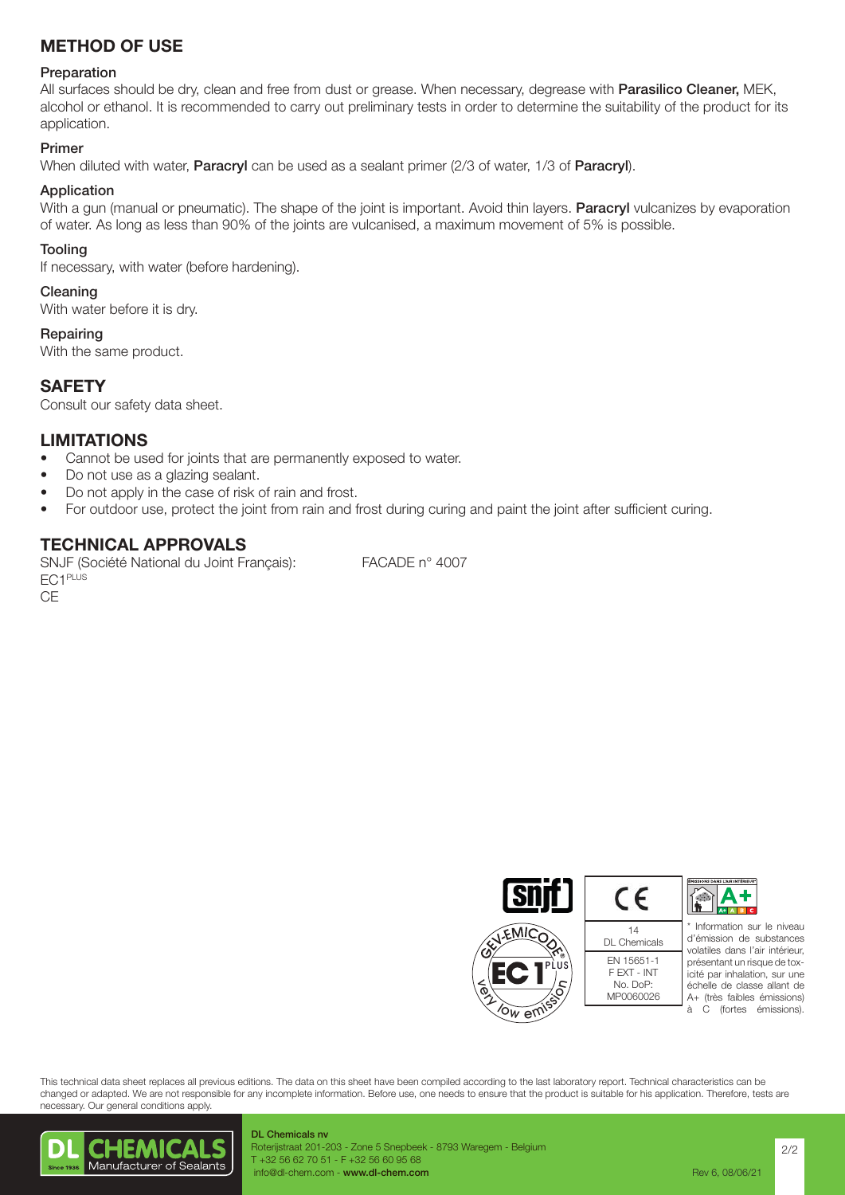## METHOD OF USE

### Preparation

All surfaces should be dry, clean and free from dust or grease. When necessary, degrease with **Parasilico Cleaner,** MEK, alcohol or ethanol. It is recommended to carry out preliminary tests in order to determine the suitability of the product for its application.

### Primer

When diluted with water, **Paracryl** can be used as a sealant primer (2/3 of water, 1/3 of **Paracryl**).

### Application

With a gun (manual or pneumatic). The shape of the joint is important. Avoid thin layers. **Paracryl** vulcanizes by evaporation of water. As long as less than 90% of the joints are vulcanised, a maximum movement of 5% is possible.

### Tooling

If necessary, with water (before hardening).

### Cleaning

With water before it is dry.

### Repairing

With the same product.

## SAFETY

Consult our safety data sheet.

## LIMITATIONS

- Cannot be used for joints that are permanently exposed to water.
- Do not use as a glazing sealant.
- Do not apply in the case of risk of rain and frost.
- For outdoor use, protect the joint from rain and frost during curing and paint the joint after sufficient curing.

## TECHNICAL APPROVALS

SNJF (Société National du Joint Français): FACADE n° 4007
EC1 PLUS
CE

snjf

GEV-EMICODE® EC 1 PLUS very low emission

CE
14
DL Chemicals
EN 15651-1
F EXT - INT
No. DoP:
MP0060026

ÉMISSIONS DANS L'AIR INTÉRIEUR* A+

\* Information sur le niveau d'émission de substances volatiles dans l'air intérieur, présentant un risque de toxicité par inhalation, sur une échelle de classe allant de A+ (très faibles émissions) à C (fortes émissions).

This technical data sheet replaces all previous editions. The data on this sheet have been compiled according to the last laboratory report. Technical characteristics can be changed or adapted. We are not responsible for any incomplete information. Before use, one needs to ensure that the product is suitable for his application. Therefore, tests are necessary. Our general conditions apply.

DL CHEMICALS Since 1936 Manufacturer of Sealants

**DL Chemicals nv**
Roterijstraat 201-203 - Zone 5 Snepbeek - 8793 Waregem - Belgium
T +32 56 62 70 51 - F +32 56 60 95 68
info@dl-chem.com - **www.dl-chem.com**

Rev 6, 08/06/21